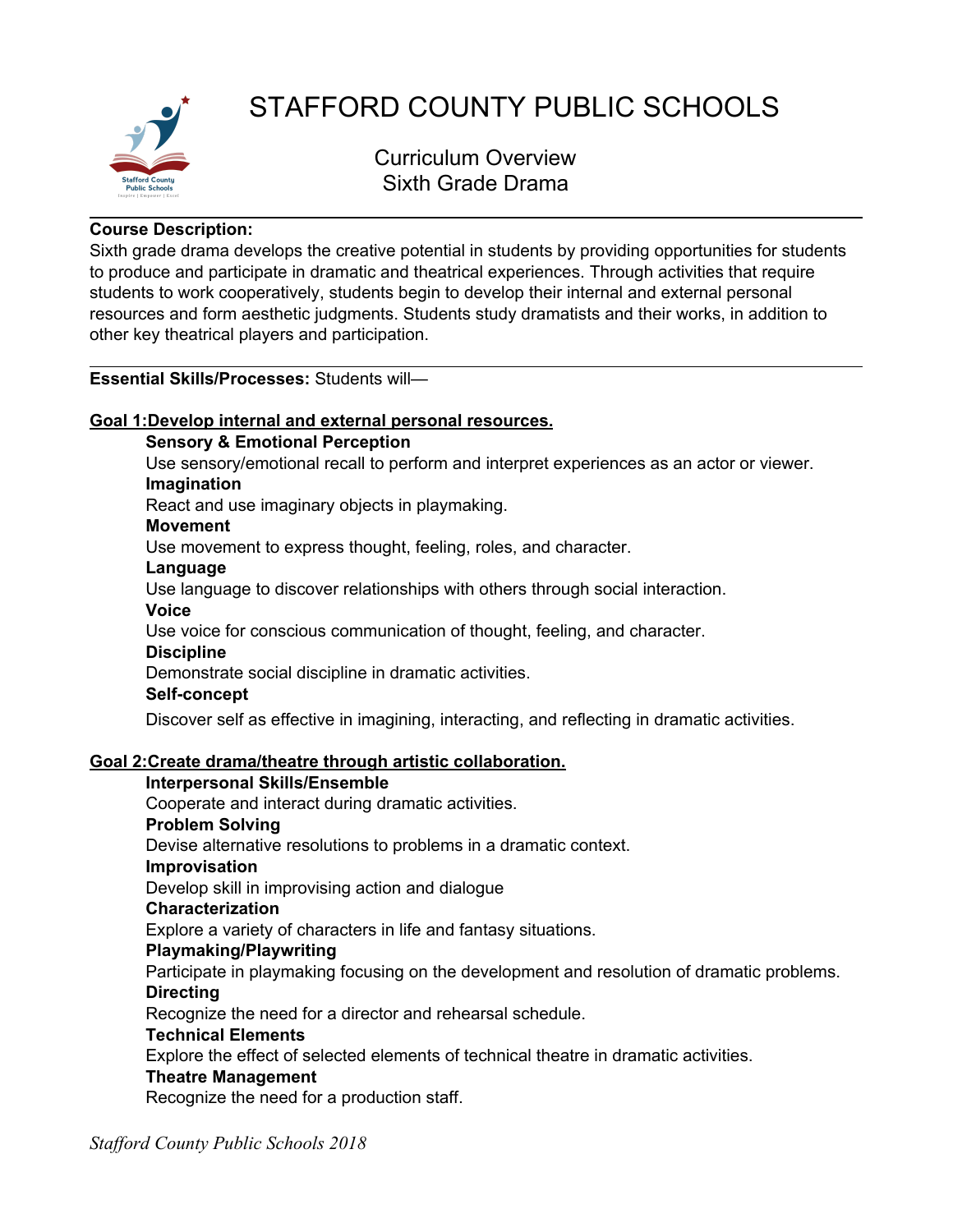# STAFFORD COUNTY PUBLIC SCHOOLS

## Curriculum Overview
## Sixth Grade Drama

**Course Description:**
Sixth grade drama develops the creative potential in students by providing opportunities for students to produce and participate in dramatic and theatrical experiences. Through activities that require students to work cooperatively, students begin to develop their internal and external personal resources and form aesthetic judgments. Students study dramatists and their works, in addition to other key theatrical players and participation.

---

**Essential Skills/Processes:** Students will—

**Goal 1:Develop internal and external personal resources.**

**Sensory & Emotional Perception**
Use sensory/emotional recall to perform and interpret experiences as an actor or viewer.

**Imagination**
React and use imaginary objects in playmaking.

**Movement**
Use movement to express thought, feeling, roles, and character.

**Language**
Use language to discover relationships with others through social interaction.

**Voice**
Use voice for conscious communication of thought, feeling, and character.

**Discipline**
Demonstrate social discipline in dramatic activities.

**Self-concept**
Discover self as effective in imagining, interacting, and reflecting in dramatic activities.

**Goal 2:Create drama/theatre through artistic collaboration.**

**Interpersonal Skills/Ensemble**
Cooperate and interact during dramatic activities.

**Problem Solving**
Devise alternative resolutions to problems in a dramatic context.

**Improvisation**
Develop skill in improvising action and dialogue

**Characterization**
Explore a variety of characters in life and fantasy situations.

**Playmaking/Playwriting**
Participate in playmaking focusing on the development and resolution of dramatic problems.

**Directing**
Recognize the need for a director and rehearsal schedule.

**Technical Elements**
Explore the effect of selected elements of technical theatre in dramatic activities.

**Theatre Management**
Recognize the need for a production staff.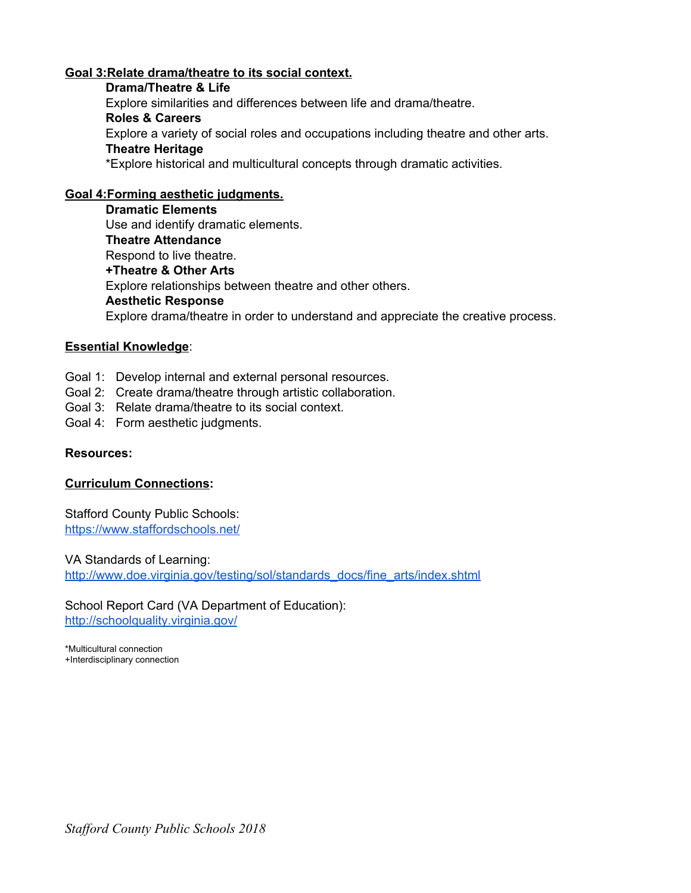**Goal 3:Relate drama/theatre to its social context.**

**Drama/Theatre & Life**
Explore similarities and differences between life and drama/theatre.
**Roles & Careers**
Explore a variety of social roles and occupations including theatre and other arts.
**Theatre Heritage**
*Explore historical and multicultural concepts through dramatic activities.

**Goal 4:Forming aesthetic judgments.**

**Dramatic Elements**
Use and identify dramatic elements.
**Theatre Attendance**
Respond to live theatre.
**+Theatre & Other Arts**
Explore relationships between theatre and other others.
**Aesthetic Response**
Explore drama/theatre in order to understand and appreciate the creative process.

**Essential Knowledge**:

Goal 1: Develop internal and external personal resources.
Goal 2: Create drama/theatre through artistic collaboration.
Goal 3: Relate drama/theatre to its social context.
Goal 4: Form aesthetic judgments.

**Resources:**

**Curriculum Connections:**

Stafford County Public Schools:
https://www.staffordschools.net/

VA Standards of Learning:
http://www.doe.virginia.gov/testing/sol/standards_docs/fine_arts/index.shtml

School Report Card (VA Department of Education):
http://schoolquality.virginia.gov/

*Multicultural connection
+Interdisciplinary connection

*Stafford County Public Schools 2018*